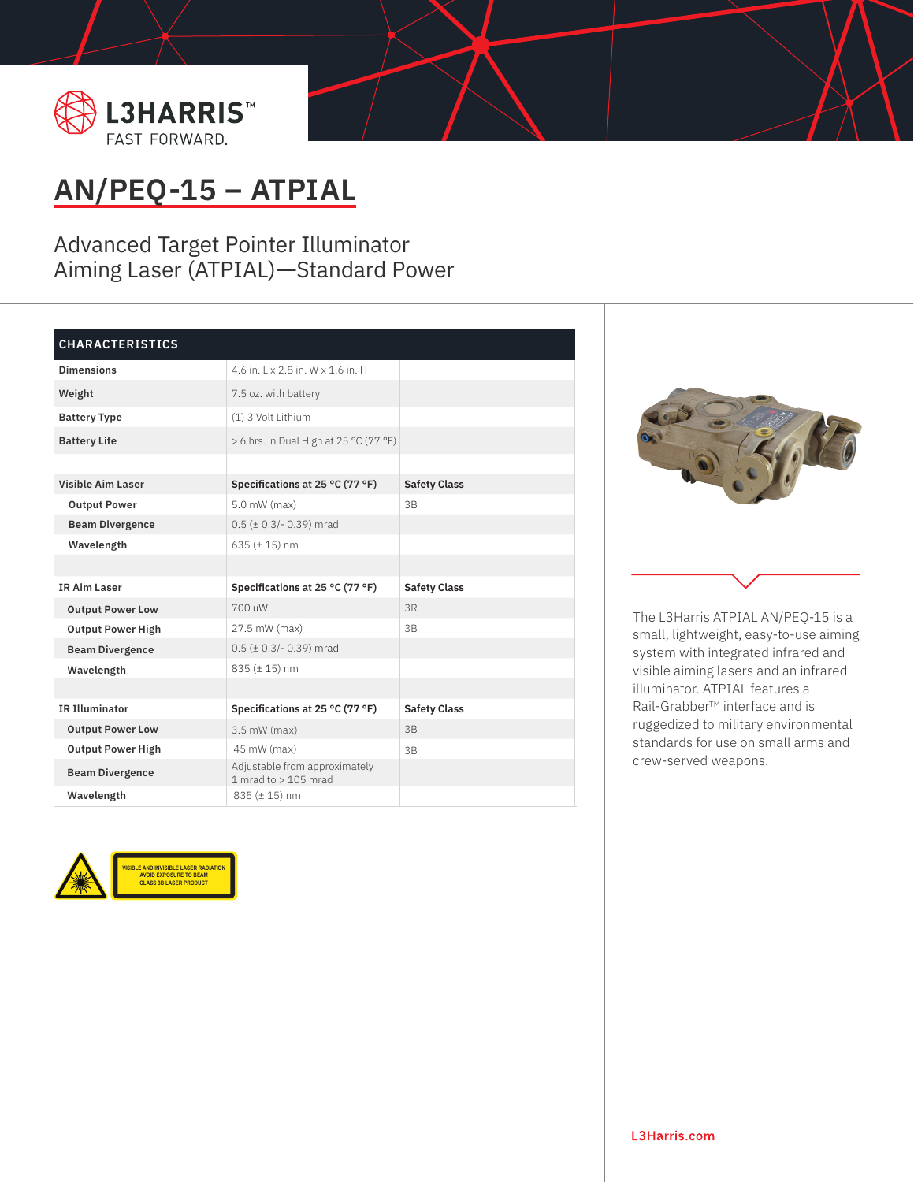L3HARRIS™
FAST. FORWARD.

# AN/PEQ-15 – ATPIAL

## Advanced Target Pointer Illuminator Aiming Laser (ATPIAL)—Standard Power

| CHARACTERISTICS | | |
|---|---|---|
| **Dimensions** | 4.6 in. L x 2.8 in. W x 1.6 in. H | |
| **Weight** | 7.5 oz. with battery | |
| **Battery Type** | (1) 3 Volt Lithium | |
| **Battery Life** | > 6 hrs. in Dual High at 25 °C (77 °F) | |
| | | |
| **Visible Aim Laser** | **Specifications at 25 °C (77 °F)** | **Safety Class** |
| **Output Power** | 5.0 mW (max) | 3B |
| **Beam Divergence** | 0.5 (± 0.3/- 0.39) mrad | |
| **Wavelength** | 635 (± 15) nm | |
| | | |
| **IR Aim Laser** | **Specifications at 25 °C (77 °F)** | **Safety Class** |
| **Output Power Low** | 700 uW | 3R |
| **Output Power High** | 27.5 mW (max) | 3B |
| **Beam Divergence** | 0.5 (± 0.3/- 0.39) mrad | |
| **Wavelength** | 835 (± 15) nm | |
| | | |
| **IR Illuminator** | **Specifications at 25 °C (77 °F)** | **Safety Class** |
| **Output Power Low** | 3.5 mW (max) | 3B |
| **Output Power High** | 45 mW (max) | 3B |
| **Beam Divergence** | Adjustable from approximately 1 mrad to > 105 mrad | |
| **Wavelength** | 835 (± 15) nm | |

VISIBLE AND INVISIBLE LASER RADIATION
AVOID EXPOSURE TO BEAM
CLASS 3B LASER PRODUCT

The L3Harris ATPIAL AN/PEQ-15 is a small, lightweight, easy-to-use aiming system with integrated infrared and visible aiming lasers and an infrared illuminator. ATPIAL features a Rail-Grabber™ interface and is ruggedized to military environmental standards for use on small arms and crew-served weapons.

L3Harris.com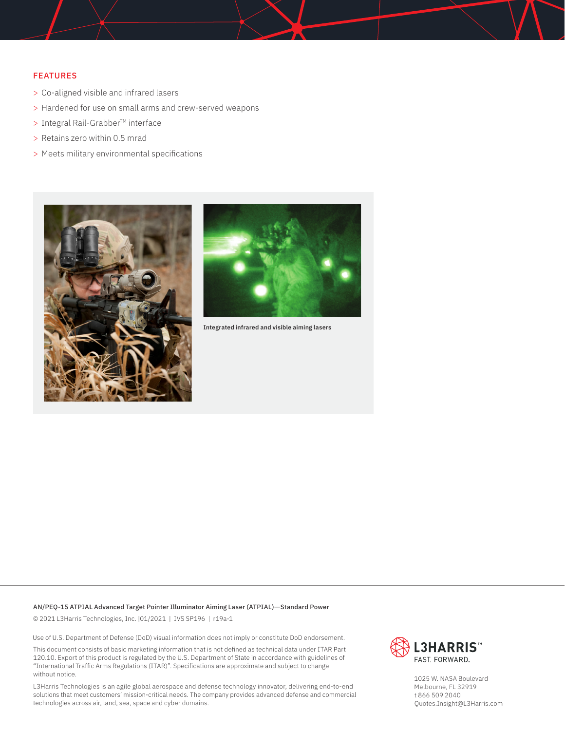## FEATURES

> Co-aligned visible and infrared lasers
> Hardened for use on small arms and crew-served weapons
> Integral Rail-Grabber™ interface
> Retains zero within 0.5 mrad
> Meets military environmental specifications

**Integrated infrared and visible aiming lasers**

**AN/PEQ-15 ATPIAL Advanced Target Pointer Illuminator Aiming Laser (ATPIAL)—Standard Power**

© 2021 L3Harris Technologies, Inc. |01/2021 | IVS SP196 | r19a-1

Use of U.S. Department of Defense (DoD) visual information does not imply or constitute DoD endorsement.

This document consists of basic marketing information that is not defined as technical data under ITAR Part 120.10. Export of this product is regulated by the U.S. Department of State in accordance with guidelines of "International Traffic Arms Regulations (ITAR)". Specifications are approximate and subject to change without notice.

L3Harris Technologies is an agile global aerospace and defense technology innovator, delivering end-to-end solutions that meet customers' mission-critical needs. The company provides advanced defense and commercial technologies across air, land, sea, space and cyber domains.

L3HARRIS™
FAST. FORWARD.

1025 W. NASA Boulevard
Melbourne, FL 32919
t 866 509 2040
Quotes.Insight@L3Harris.com